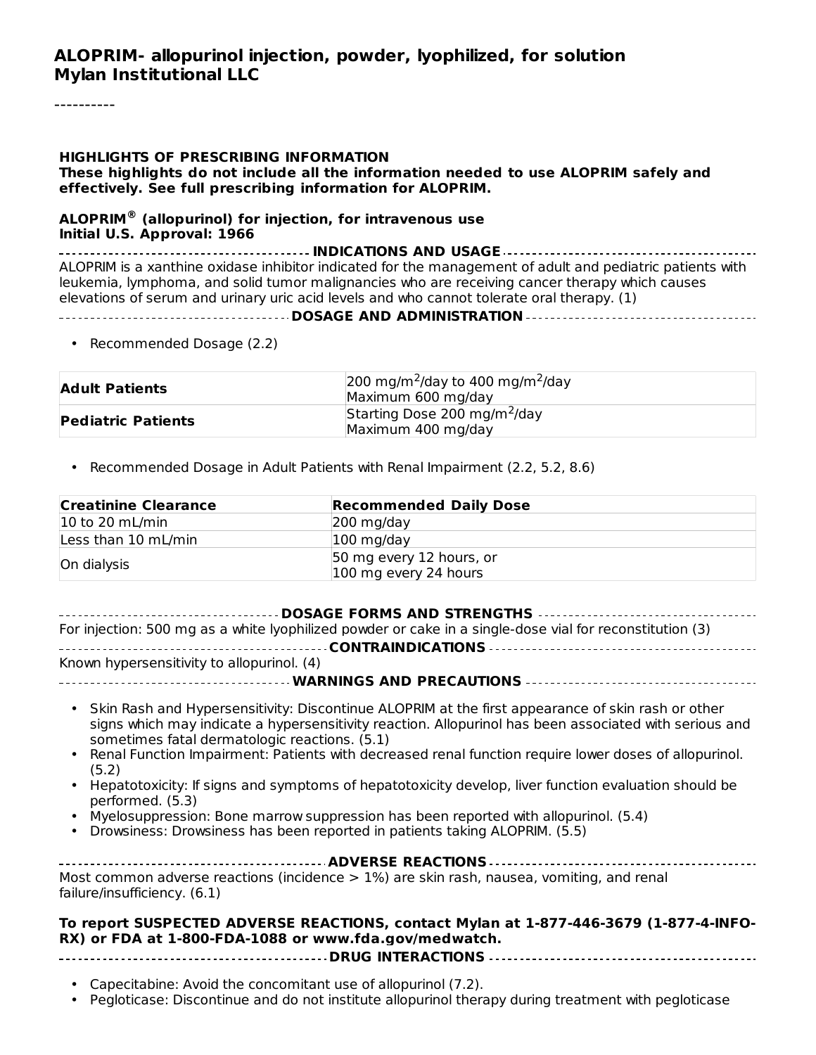# ALOPRIM- allopurinol injection, powder, lyophilized, for solution
## Mylan Institutional LLC

----------

**HIGHLIGHTS OF PRESCRIBING INFORMATION**
**These highlights do not include all the information needed to use ALOPRIM safely and effectively. See full prescribing information for ALOPRIM.**

**ALOPRIM® (allopurinol) for injection, for intravenous use**
**Initial U.S. Approval: 1966**

**INDICATIONS AND USAGE**

ALOPRIM is a xanthine oxidase inhibitor indicated for the management of adult and pediatric patients with leukemia, lymphoma, and solid tumor malignancies who are receiving cancer therapy which causes elevations of serum and urinary uric acid levels and who cannot tolerate oral therapy. (1)

**DOSAGE AND ADMINISTRATION**

- Recommended Dosage (2.2)

| | |
|---|---|
| **Adult Patients** | 200 mg/m$^2$/day to 400 mg/m$^2$/day<br>Maximum 600 mg/day |
| **Pediatric Patients** | Starting Dose 200 mg/m$^2$/day<br>Maximum 400 mg/day |

- Recommended Dosage in Adult Patients with Renal Impairment (2.2, 5.2, 8.6)

| Creatinine Clearance | Recommended Daily Dose |
|---|---|
| 10 to 20 mL/min | 200 mg/day |
| Less than 10 mL/min | 100 mg/day |
| On dialysis | 50 mg every 12 hours, or<br>100 mg every 24 hours |

**DOSAGE FORMS AND STRENGTHS**

For injection: 500 mg as a white lyophilized powder or cake in a single-dose vial for reconstitution (3)

**CONTRAINDICATIONS**

Known hypersensitivity to allopurinol. (4)

**WARNINGS AND PRECAUTIONS**

- Skin Rash and Hypersensitivity: Discontinue ALOPRIM at the first appearance of skin rash or other signs which may indicate a hypersensitivity reaction. Allopurinol has been associated with serious and sometimes fatal dermatologic reactions. (5.1)
- Renal Function Impairment: Patients with decreased renal function require lower doses of allopurinol. (5.2)
- Hepatotoxicity: If signs and symptoms of hepatotoxicity develop, liver function evaluation should be performed. (5.3)
- Myelosuppression: Bone marrow suppression has been reported with allopurinol. (5.4)
- Drowsiness: Drowsiness has been reported in patients taking ALOPRIM. (5.5)

**ADVERSE REACTIONS**

Most common adverse reactions (incidence > 1%) are skin rash, nausea, vomiting, and renal failure/insufficiency. (6.1)

**To report SUSPECTED ADVERSE REACTIONS, contact Mylan at 1-877-446-3679 (1-877-4-INFO-RX) or FDA at 1-800-FDA-1088 or www.fda.gov/medwatch.**

**DRUG INTERACTIONS**

- Capecitabine: Avoid the concomitant use of allopurinol (7.2).
- Pegloticase: Discontinue and do not institute allopurinol therapy during treatment with pegloticase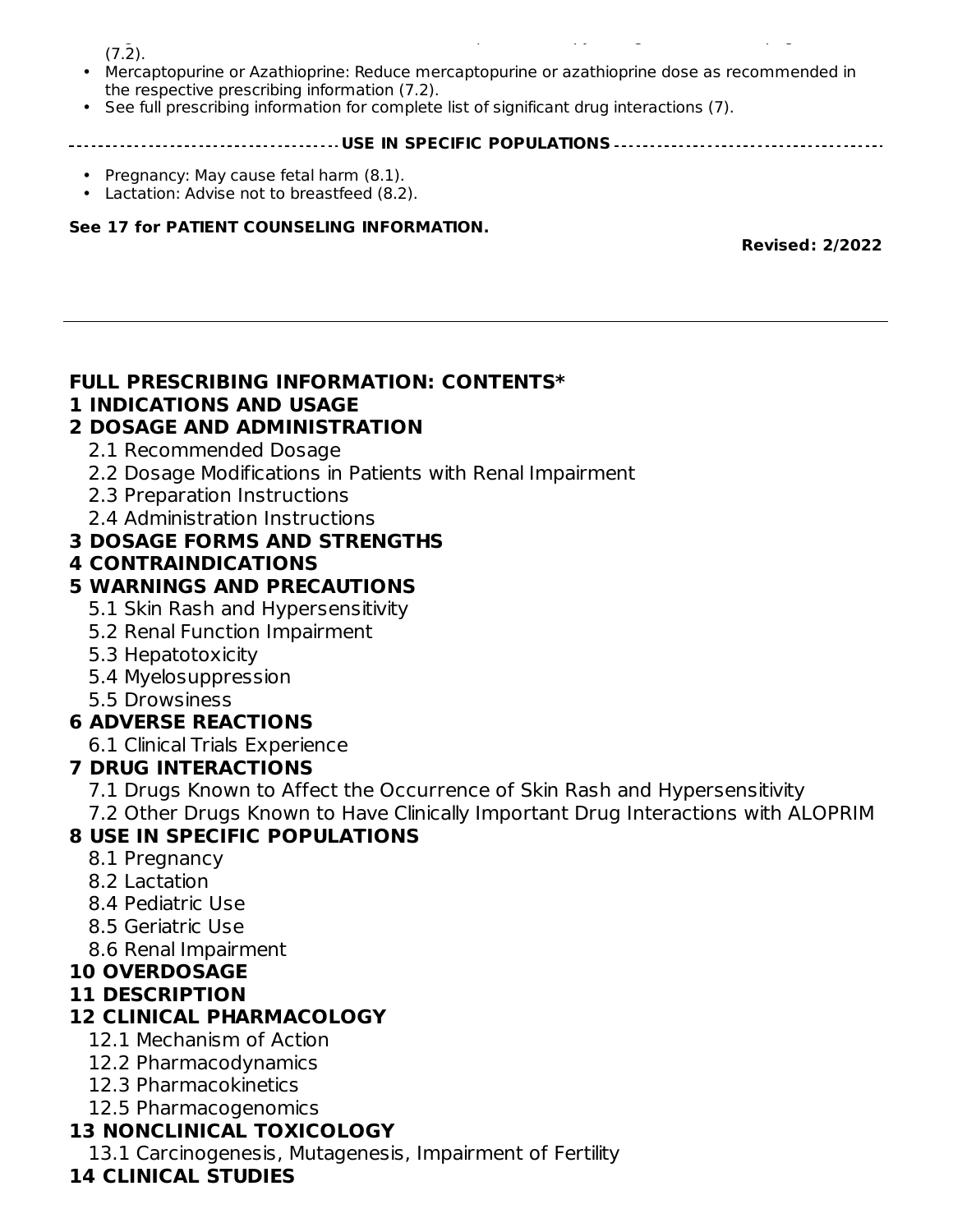(7.2).

- Mercaptopurine or Azathioprine: Reduce mercaptopurine or azathioprine dose as recommended in the respective prescribing information (7.2).
- See full prescribing information for complete list of significant drug interactions (7).

**USE IN SPECIFIC POPULATIONS**

- Pregnancy: May cause fetal harm (8.1).
- Lactation: Advise not to breastfeed (8.2).

**See 17 for PATIENT COUNSELING INFORMATION.**

**Revised: 2/2022**

---

**FULL PRESCRIBING INFORMATION: CONTENTS***

**1 INDICATIONS AND USAGE**

**2 DOSAGE AND ADMINISTRATION**

2.1 Recommended Dosage

2.2 Dosage Modifications in Patients with Renal Impairment

2.3 Preparation Instructions

2.4 Administration Instructions

**3 DOSAGE FORMS AND STRENGTHS**

**4 CONTRAINDICATIONS**

**5 WARNINGS AND PRECAUTIONS**

5.1 Skin Rash and Hypersensitivity

5.2 Renal Function Impairment

5.3 Hepatotoxicity

5.4 Myelosuppression

5.5 Drowsiness

**6 ADVERSE REACTIONS**

6.1 Clinical Trials Experience

**7 DRUG INTERACTIONS**

7.1 Drugs Known to Affect the Occurrence of Skin Rash and Hypersensitivity

7.2 Other Drugs Known to Have Clinically Important Drug Interactions with ALOPRIM

**8 USE IN SPECIFIC POPULATIONS**

8.1 Pregnancy

8.2 Lactation

8.4 Pediatric Use

8.5 Geriatric Use

8.6 Renal Impairment

**10 OVERDOSAGE**

**11 DESCRIPTION**

**12 CLINICAL PHARMACOLOGY**

12.1 Mechanism of Action

12.2 Pharmacodynamics

12.3 Pharmacokinetics

12.5 Pharmacogenomics

**13 NONCLINICAL TOXICOLOGY**

13.1 Carcinogenesis, Mutagenesis, Impairment of Fertility

**14 CLINICAL STUDIES**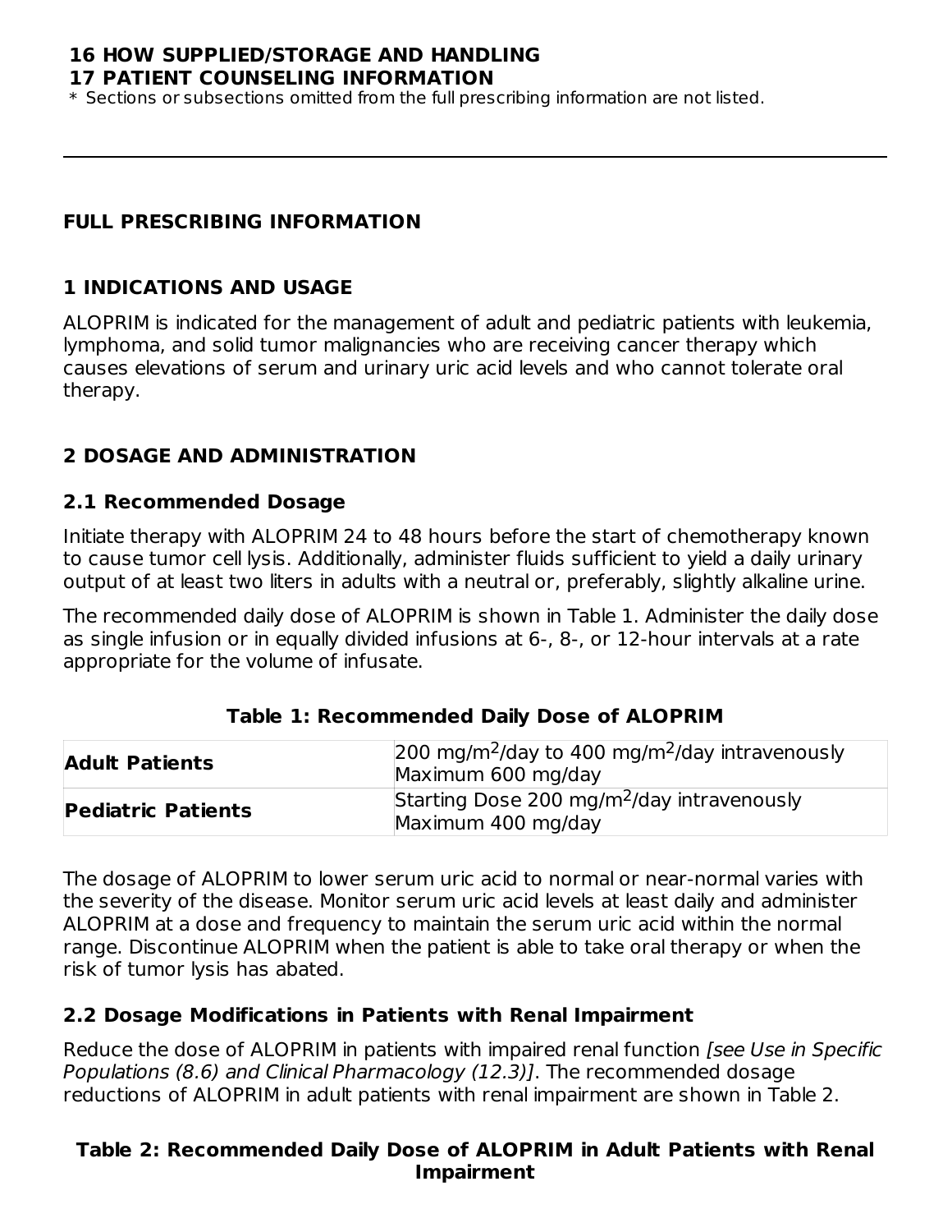**16 HOW SUPPLIED/STORAGE AND HANDLING**
**17 PATIENT COUNSELING INFORMATION**
* Sections or subsections omitted from the full prescribing information are not listed.

---

## FULL PRESCRIBING INFORMATION

## 1 INDICATIONS AND USAGE

ALOPRIM is indicated for the management of adult and pediatric patients with leukemia, lymphoma, and solid tumor malignancies who are receiving cancer therapy which causes elevations of serum and urinary uric acid levels and who cannot tolerate oral therapy.

## 2 DOSAGE AND ADMINISTRATION

### 2.1 Recommended Dosage

Initiate therapy with ALOPRIM 24 to 48 hours before the start of chemotherapy known to cause tumor cell lysis. Additionally, administer fluids sufficient to yield a daily urinary output of at least two liters in adults with a neutral or, preferably, slightly alkaline urine.

The recommended daily dose of ALOPRIM is shown in Table 1. Administer the daily dose as single infusion or in equally divided infusions at 6-, 8-, or 12-hour intervals at a rate appropriate for the volume of infusate.

**Table 1: Recommended Daily Dose of ALOPRIM**

| | |
|---|---|
| **Adult Patients** | 200 mg/m$^2$/day to 400 mg/m$^2$/day intravenously<br>Maximum 600 mg/day |
| **Pediatric Patients** | Starting Dose 200 mg/m$^2$/day intravenously<br>Maximum 400 mg/day |

The dosage of ALOPRIM to lower serum uric acid to normal or near-normal varies with the severity of the disease. Monitor serum uric acid levels at least daily and administer ALOPRIM at a dose and frequency to maintain the serum uric acid within the normal range. Discontinue ALOPRIM when the patient is able to take oral therapy or when the risk of tumor lysis has abated.

### 2.2 Dosage Modifications in Patients with Renal Impairment

Reduce the dose of ALOPRIM in patients with impaired renal function *[see Use in Specific Populations (8.6) and Clinical Pharmacology (12.3)]*. The recommended dosage reductions of ALOPRIM in adult patients with renal impairment are shown in Table 2.

**Table 2: Recommended Daily Dose of ALOPRIM in Adult Patients with Renal Impairment**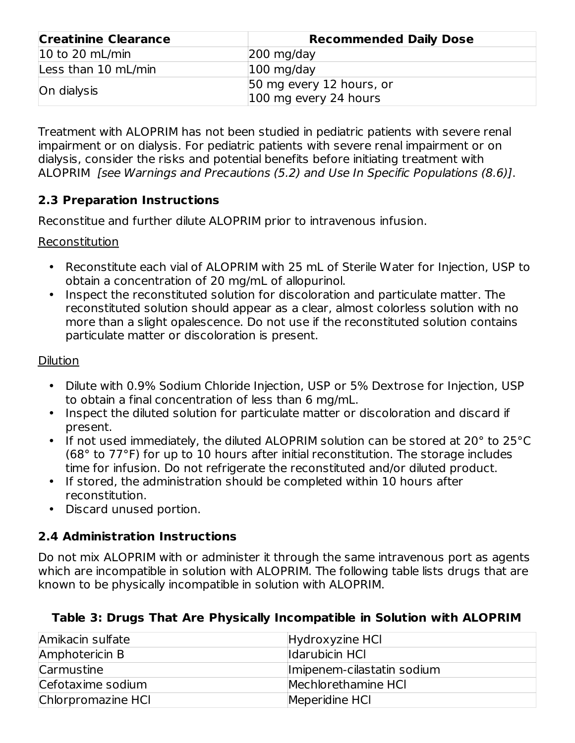| Creatinine Clearance | Recommended Daily Dose |
| --- | --- |
| 10 to 20 mL/min | 200 mg/day |
| Less than 10 mL/min | 100 mg/day |
| On dialysis | 50 mg every 12 hours, or<br>100 mg every 24 hours |

Treatment with ALOPRIM has not been studied in pediatric patients with severe renal impairment or on dialysis. For pediatric patients with severe renal impairment or on dialysis, consider the risks and potential benefits before initiating treatment with ALOPRIM *[see Warnings and Precautions (5.2) and Use In Specific Populations (8.6)]*.

### 2.3 Preparation Instructions

Reconstitue and further dilute ALOPRIM prior to intravenous infusion.

Reconstitution

- Reconstitute each vial of ALOPRIM with 25 mL of Sterile Water for Injection, USP to obtain a concentration of 20 mg/mL of allopurinol.
- Inspect the reconstituted solution for discoloration and particulate matter. The reconstituted solution should appear as a clear, almost colorless solution with no more than a slight opalescence. Do not use if the reconstituted solution contains particulate matter or discoloration is present.

Dilution

- Dilute with 0.9% Sodium Chloride Injection, USP or 5% Dextrose for Injection, USP to obtain a final concentration of less than 6 mg/mL.
- Inspect the diluted solution for particulate matter or discoloration and discard if present.
- If not used immediately, the diluted ALOPRIM solution can be stored at 20° to 25°C (68° to 77°F) for up to 10 hours after initial reconstitution. The storage includes time for infusion. Do not refrigerate the reconstituted and/or diluted product.
- If stored, the administration should be completed within 10 hours after reconstitution.
- Discard unused portion.

### 2.4 Administration Instructions

Do not mix ALOPRIM with or administer it through the same intravenous port as agents which are incompatible in solution with ALOPRIM. The following table lists drugs that are known to be physically incompatible in solution with ALOPRIM.

**Table 3: Drugs That Are Physically Incompatible in Solution with ALOPRIM**

| | |
| --- | --- |
| Amikacin sulfate | Hydroxyzine HCl |
| Amphotericin B | Idarubicin HCl |
| Carmustine | Imipenem-cilastatin sodium |
| Cefotaxime sodium | Mechlorethamine HCl |
| Chlorpromazine HCl | Meperidine HCl |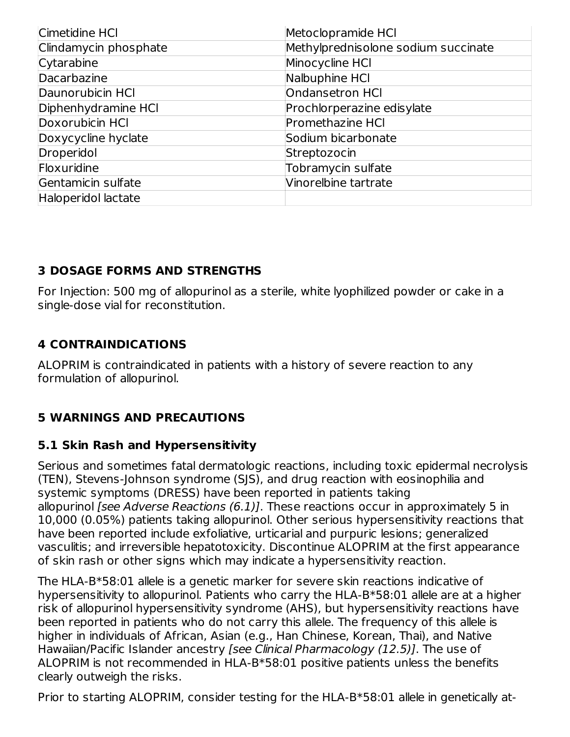| | |
|---|---|
| Cimetidine HCl | Metoclopramide HCl |
| Clindamycin phosphate | Methylprednisolone sodium succinate |
| Cytarabine | Minocycline HCl |
| Dacarbazine | Nalbuphine HCl |
| Daunorubicin HCl | Ondansetron HCl |
| Diphenhydramine HCl | Prochlorperazine edisylate |
| Doxorubicin HCl | Promethazine HCl |
| Doxycycline hyclate | Sodium bicarbonate |
| Droperidol | Streptozocin |
| Floxuridine | Tobramycin sulfate |
| Gentamicin sulfate | Vinorelbine tartrate |
| Haloperidol lactate | |

## 3 DOSAGE FORMS AND STRENGTHS

For Injection: 500 mg of allopurinol as a sterile, white lyophilized powder or cake in a single-dose vial for reconstitution.

## 4 CONTRAINDICATIONS

ALOPRIM is contraindicated in patients with a history of severe reaction to any formulation of allopurinol.

## 5 WARNINGS AND PRECAUTIONS

### 5.1 Skin Rash and Hypersensitivity

Serious and sometimes fatal dermatologic reactions, including toxic epidermal necrolysis (TEN), Stevens-Johnson syndrome (SJS), and drug reaction with eosinophilia and systemic symptoms (DRESS) have been reported in patients taking allopurinol *[see Adverse Reactions (6.1)]*. These reactions occur in approximately 5 in 10,000 (0.05%) patients taking allopurinol. Other serious hypersensitivity reactions that have been reported include exfoliative, urticarial and purpuric lesions; generalized vasculitis; and irreversible hepatotoxicity. Discontinue ALOPRIM at the first appearance of skin rash or other signs which may indicate a hypersensitivity reaction.

The HLA-B*58:01 allele is a genetic marker for severe skin reactions indicative of hypersensitivity to allopurinol. Patients who carry the HLA-B*58:01 allele are at a higher risk of allopurinol hypersensitivity syndrome (AHS), but hypersensitivity reactions have been reported in patients who do not carry this allele. The frequency of this allele is higher in individuals of African, Asian (e.g., Han Chinese, Korean, Thai), and Native Hawaiian/Pacific Islander ancestry *[see Clinical Pharmacology (12.5)]*. The use of ALOPRIM is not recommended in HLA-B*58:01 positive patients unless the benefits clearly outweigh the risks.

Prior to starting ALOPRIM, consider testing for the HLA-B*58:01 allele in genetically at-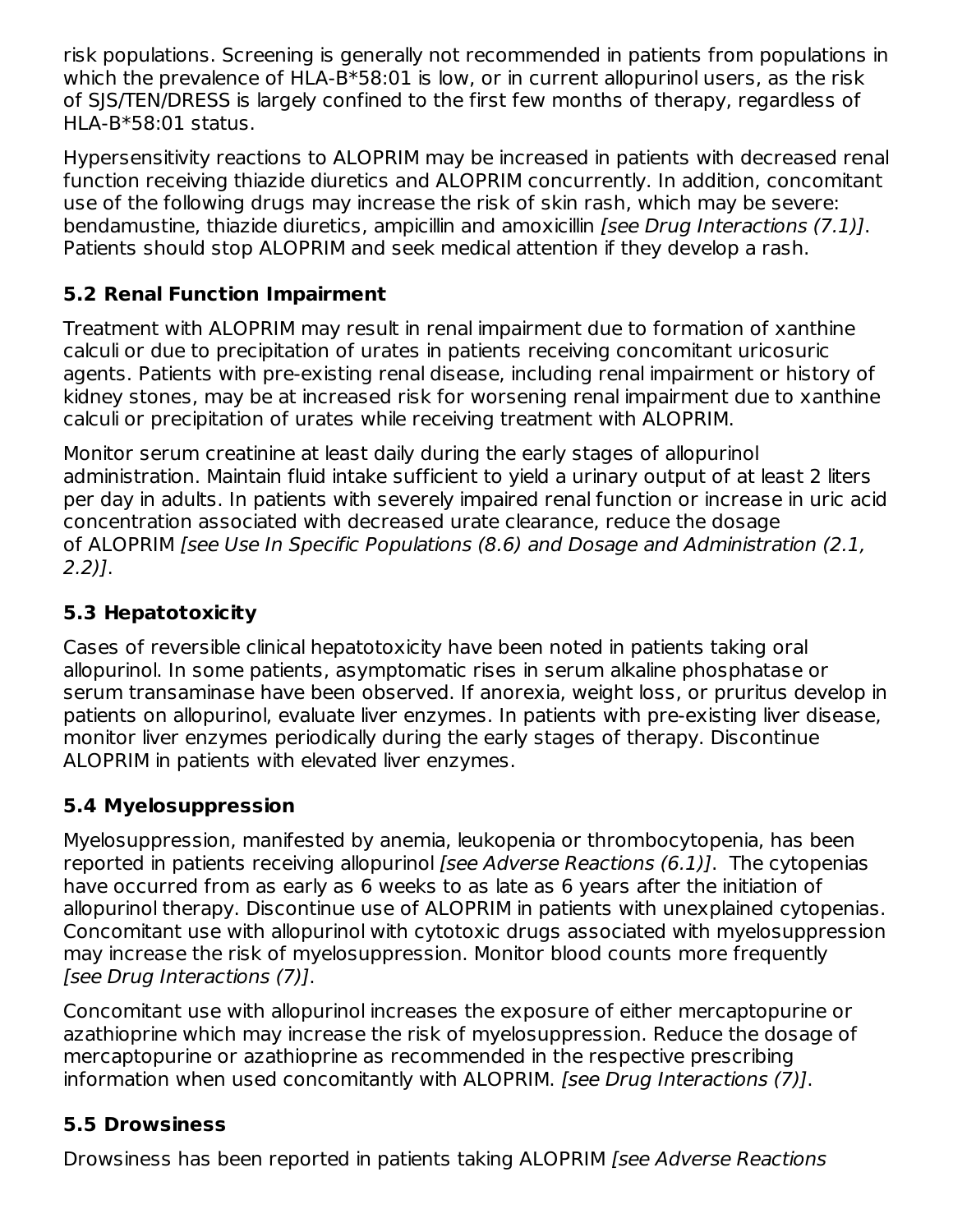risk populations. Screening is generally not recommended in patients from populations in which the prevalence of HLA-B*58:01 is low, or in current allopurinol users, as the risk of SJS/TEN/DRESS is largely confined to the first few months of therapy, regardless of HLA-B*58:01 status.

Hypersensitivity reactions to ALOPRIM may be increased in patients with decreased renal function receiving thiazide diuretics and ALOPRIM concurrently. In addition, concomitant use of the following drugs may increase the risk of skin rash, which may be severe: bendamustine, thiazide diuretics, ampicillin and amoxicillin *[see Drug Interactions (7.1)]*. Patients should stop ALOPRIM and seek medical attention if they develop a rash.

### 5.2 Renal Function Impairment

Treatment with ALOPRIM may result in renal impairment due to formation of xanthine calculi or due to precipitation of urates in patients receiving concomitant uricosuric agents. Patients with pre-existing renal disease, including renal impairment or history of kidney stones, may be at increased risk for worsening renal impairment due to xanthine calculi or precipitation of urates while receiving treatment with ALOPRIM.

Monitor serum creatinine at least daily during the early stages of allopurinol administration. Maintain fluid intake sufficient to yield a urinary output of at least 2 liters per day in adults. In patients with severely impaired renal function or increase in uric acid concentration associated with decreased urate clearance, reduce the dosage of ALOPRIM *[see Use In Specific Populations (8.6) and Dosage and Administration (2.1, 2.2)]*.

### 5.3 Hepatotoxicity

Cases of reversible clinical hepatotoxicity have been noted in patients taking oral allopurinol. In some patients, asymptomatic rises in serum alkaline phosphatase or serum transaminase have been observed. If anorexia, weight loss, or pruritus develop in patients on allopurinol, evaluate liver enzymes. In patients with pre-existing liver disease, monitor liver enzymes periodically during the early stages of therapy. Discontinue ALOPRIM in patients with elevated liver enzymes.

### 5.4 Myelosuppression

Myelosuppression, manifested by anemia, leukopenia or thrombocytopenia, has been reported in patients receiving allopurinol *[see Adverse Reactions (6.1)]*. The cytopenias have occurred from as early as 6 weeks to as late as 6 years after the initiation of allopurinol therapy. Discontinue use of ALOPRIM in patients with unexplained cytopenias. Concomitant use with allopurinol with cytotoxic drugs associated with myelosuppression may increase the risk of myelosuppression. Monitor blood counts more frequently *[see Drug Interactions (7)]*.

Concomitant use with allopurinol increases the exposure of either mercaptopurine or azathioprine which may increase the risk of myelosuppression. Reduce the dosage of mercaptopurine or azathioprine as recommended in the respective prescribing information when used concomitantly with ALOPRIM. *[see Drug Interactions (7)]*.

### 5.5 Drowsiness

Drowsiness has been reported in patients taking ALOPRIM *[see Adverse Reactions*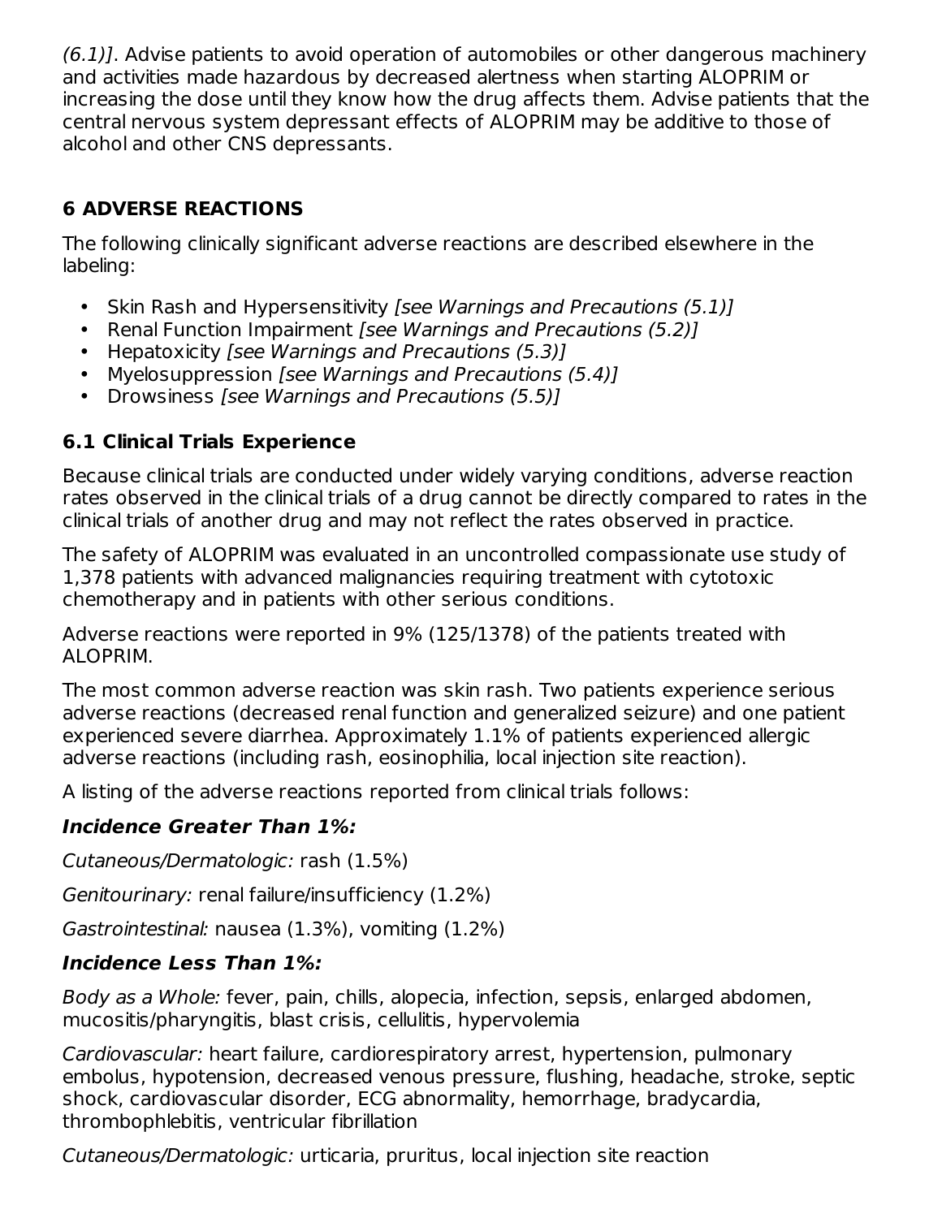*(6.1)]*. Advise patients to avoid operation of automobiles or other dangerous machinery and activities made hazardous by decreased alertness when starting ALOPRIM or increasing the dose until they know how the drug affects them. Advise patients that the central nervous system depressant effects of ALOPRIM may be additive to those of alcohol and other CNS depressants.

## 6 ADVERSE REACTIONS

The following clinically significant adverse reactions are described elsewhere in the labeling:

- Skin Rash and Hypersensitivity *[see Warnings and Precautions (5.1)]*
- Renal Function Impairment *[see Warnings and Precautions (5.2)]*
- Hepatotoxicity *[see Warnings and Precautions (5.3)]*
- Myelosuppression *[see Warnings and Precautions (5.4)]*
- Drowsiness *[see Warnings and Precautions (5.5)]*

### 6.1 Clinical Trials Experience

Because clinical trials are conducted under widely varying conditions, adverse reaction rates observed in the clinical trials of a drug cannot be directly compared to rates in the clinical trials of another drug and may not reflect the rates observed in practice.

The safety of ALOPRIM was evaluated in an uncontrolled compassionate use study of 1,378 patients with advanced malignancies requiring treatment with cytotoxic chemotherapy and in patients with other serious conditions.

Adverse reactions were reported in 9% (125/1378) of the patients treated with ALOPRIM.

The most common adverse reaction was skin rash. Two patients experience serious adverse reactions (decreased renal function and generalized seizure) and one patient experienced severe diarrhea. Approximately 1.1% of patients experienced allergic adverse reactions (including rash, eosinophilia, local injection site reaction).

A listing of the adverse reactions reported from clinical trials follows:

***Incidence Greater Than 1%:***

*Cutaneous/Dermatologic:* rash (1.5%)

*Genitourinary:* renal failure/insufficiency (1.2%)

*Gastrointestinal:* nausea (1.3%), vomiting (1.2%)

***Incidence Less Than 1%:***

*Body as a Whole:* fever, pain, chills, alopecia, infection, sepsis, enlarged abdomen, mucositis/pharyngitis, blast crisis, cellulitis, hypervolemia

*Cardiovascular:* heart failure, cardiorespiratory arrest, hypertension, pulmonary embolus, hypotension, decreased venous pressure, flushing, headache, stroke, septic shock, cardiovascular disorder, ECG abnormality, hemorrhage, bradycardia, thrombophlebitis, ventricular fibrillation

*Cutaneous/Dermatologic:* urticaria, pruritus, local injection site reaction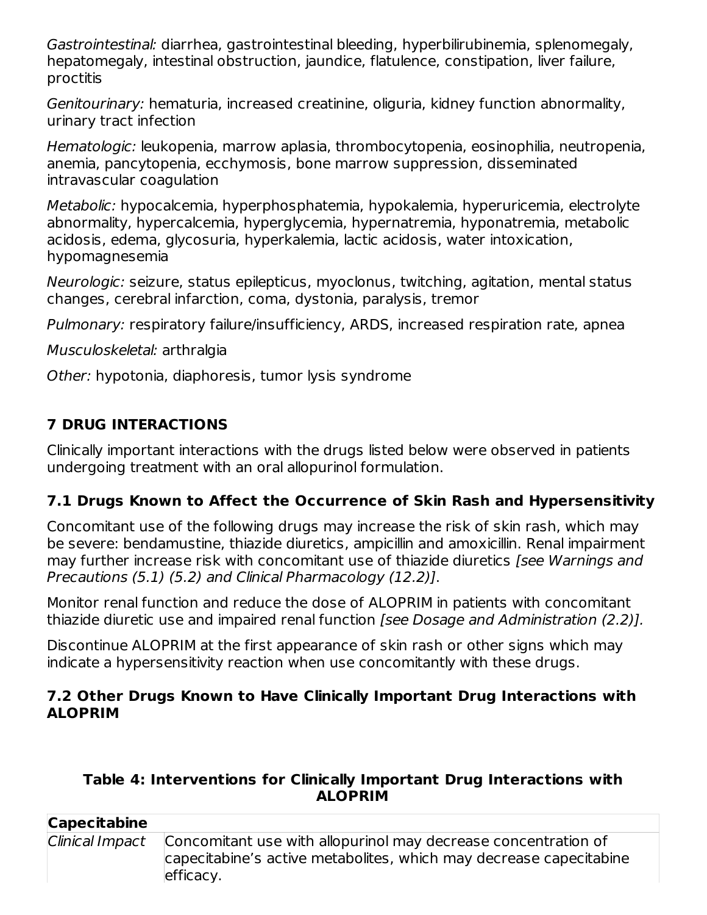*Gastrointestinal:* diarrhea, gastrointestinal bleeding, hyperbilirubinemia, splenomegaly, hepatomegaly, intestinal obstruction, jaundice, flatulence, constipation, liver failure, proctitis

*Genitourinary:* hematuria, increased creatinine, oliguria, kidney function abnormality, urinary tract infection

*Hematologic:* leukopenia, marrow aplasia, thrombocytopenia, eosinophilia, neutropenia, anemia, pancytopenia, ecchymosis, bone marrow suppression, disseminated intravascular coagulation

*Metabolic:* hypocalcemia, hyperphosphatemia, hypokalemia, hyperuricemia, electrolyte abnormality, hypercalcemia, hyperglycemia, hypernatremia, hyponatremia, metabolic acidosis, edema, glycosuria, hyperkalemia, lactic acidosis, water intoxication, hypomagnesemia

*Neurologic:* seizure, status epilepticus, myoclonus, twitching, agitation, mental status changes, cerebral infarction, coma, dystonia, paralysis, tremor

*Pulmonary:* respiratory failure/insufficiency, ARDS, increased respiration rate, apnea

*Musculoskeletal:* arthralgia

*Other:* hypotonia, diaphoresis, tumor lysis syndrome

## 7 DRUG INTERACTIONS

Clinically important interactions with the drugs listed below were observed in patients undergoing treatment with an oral allopurinol formulation.

### 7.1 Drugs Known to Affect the Occurrence of Skin Rash and Hypersensitivity

Concomitant use of the following drugs may increase the risk of skin rash, which may be severe: bendamustine, thiazide diuretics, ampicillin and amoxicillin. Renal impairment may further increase risk with concomitant use of thiazide diuretics *[see Warnings and Precautions (5.1) (5.2) and Clinical Pharmacology (12.2)]*.

Monitor renal function and reduce the dose of ALOPRIM in patients with concomitant thiazide diuretic use and impaired renal function *[see Dosage and Administration (2.2)].*

Discontinue ALOPRIM at the first appearance of skin rash or other signs which may indicate a hypersensitivity reaction when use concomitantly with these drugs.

### 7.2 Other Drugs Known to Have Clinically Important Drug Interactions with ALOPRIM

**Table 4: Interventions for Clinically Important Drug Interactions with ALOPRIM**

| **Capecitabine** | |
|---|---|
| *Clinical Impact* | Concomitant use with allopurinol may decrease concentration of capecitabine's active metabolites, which may decrease capecitabine efficacy. |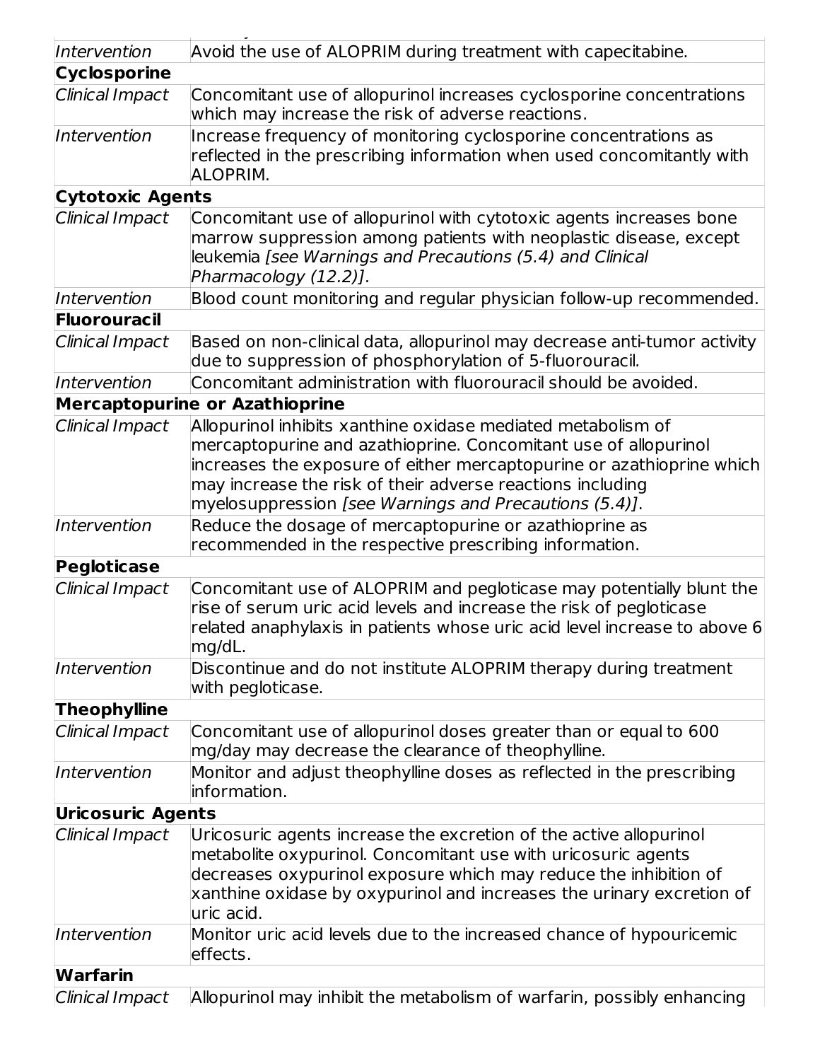| | |
|---|---|
| *Intervention* | Avoid the use of ALOPRIM during treatment with capecitabine. |
| **Cyclosporine** | |
| *Clinical Impact* | Concomitant use of allopurinol increases cyclosporine concentrations which may increase the risk of adverse reactions. |
| *Intervention* | Increase frequency of monitoring cyclosporine concentrations as reflected in the prescribing information when used concomitantly with ALOPRIM. |
| **Cytotoxic Agents** | |
| *Clinical Impact* | Concomitant use of allopurinol with cytotoxic agents increases bone marrow suppression among patients with neoplastic disease, except leukemia *[see Warnings and Precautions (5.4) and Clinical Pharmacology (12.2)]*. |
| *Intervention* | Blood count monitoring and regular physician follow-up recommended. |
| **Fluorouracil** | |
| *Clinical Impact* | Based on non-clinical data, allopurinol may decrease anti-tumor activity due to suppression of phosphorylation of 5-fluorouracil. |
| *Intervention* | Concomitant administration with fluorouracil should be avoided. |
| **Mercaptopurine or Azathioprine** | |
| *Clinical Impact* | Allopurinol inhibits xanthine oxidase mediated metabolism of mercaptopurine and azathioprine. Concomitant use of allopurinol increases the exposure of either mercaptopurine or azathioprine which may increase the risk of their adverse reactions including myelosuppression *[see Warnings and Precautions (5.4)]*. |
| *Intervention* | Reduce the dosage of mercaptopurine or azathioprine as recommended in the respective prescribing information. |
| **Pegloticase** | |
| *Clinical Impact* | Concomitant use of ALOPRIM and pegloticase may potentially blunt the rise of serum uric acid levels and increase the risk of pegloticase related anaphylaxis in patients whose uric acid level increase to above 6 mg/dL. |
| *Intervention* | Discontinue and do not institute ALOPRIM therapy during treatment with pegloticase. |
| **Theophylline** | |
| *Clinical Impact* | Concomitant use of allopurinol doses greater than or equal to 600 mg/day may decrease the clearance of theophylline. |
| *Intervention* | Monitor and adjust theophylline doses as reflected in the prescribing information. |
| **Uricosuric Agents** | |
| *Clinical Impact* | Uricosuric agents increase the excretion of the active allopurinol metabolite oxypurinol. Concomitant use with uricosuric agents decreases oxypurinol exposure which may reduce the inhibition of xanthine oxidase by oxypurinol and increases the urinary excretion of uric acid. |
| *Intervention* | Monitor uric acid levels due to the increased chance of hypouricemic effects. |
| **Warfarin** | |
| *Clinical Impact* | Allopurinol may inhibit the metabolism of warfarin, possibly enhancing |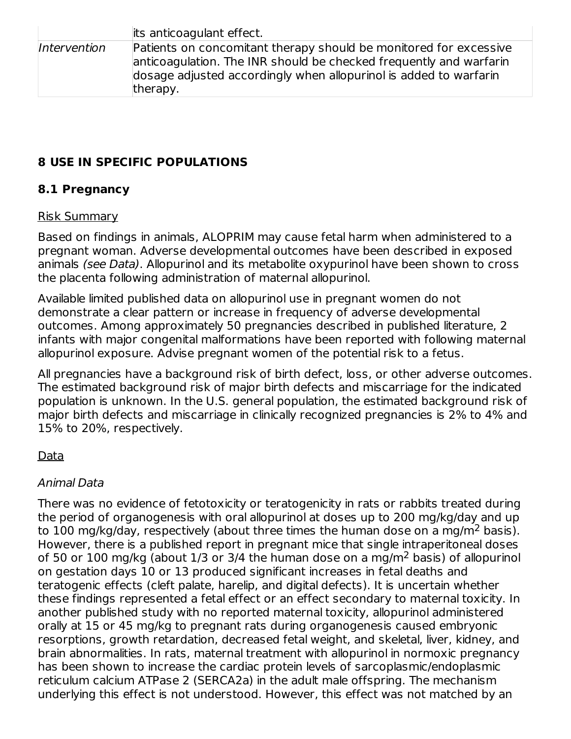| | its anticoagulant effect. |
|---|---|
| *Intervention* | Patients on concomitant therapy should be monitored for excessive anticoagulation. The INR should be checked frequently and warfarin dosage adjusted accordingly when allopurinol is added to warfarin therapy. |

## 8 USE IN SPECIFIC POPULATIONS

### 8.1 Pregnancy

Risk Summary

Based on findings in animals, ALOPRIM may cause fetal harm when administered to a pregnant woman. Adverse developmental outcomes have been described in exposed animals *(see Data)*. Allopurinol and its metabolite oxypurinol have been shown to cross the placenta following administration of maternal allopurinol.

Available limited published data on allopurinol use in pregnant women do not demonstrate a clear pattern or increase in frequency of adverse developmental outcomes. Among approximately 50 pregnancies described in published literature, 2 infants with major congenital malformations have been reported with following maternal allopurinol exposure. Advise pregnant women of the potential risk to a fetus.

All pregnancies have a background risk of birth defect, loss, or other adverse outcomes. The estimated background risk of major birth defects and miscarriage for the indicated population is unknown. In the U.S. general population, the estimated background risk of major birth defects and miscarriage in clinically recognized pregnancies is 2% to 4% and 15% to 20%, respectively.

Data

*Animal Data*

There was no evidence of fetotoxicity or teratogenicity in rats or rabbits treated during the period of organogenesis with oral allopurinol at doses up to 200 mg/kg/day and up to 100 mg/kg/day, respectively (about three times the human dose on a mg/m$^2$ basis). However, there is a published report in pregnant mice that single intraperitoneal doses of 50 or 100 mg/kg (about 1/3 or 3/4 the human dose on a mg/m$^2$ basis) of allopurinol on gestation days 10 or 13 produced significant increases in fetal deaths and teratogenic effects (cleft palate, harelip, and digital defects). It is uncertain whether these findings represented a fetal effect or an effect secondary to maternal toxicity. In another published study with no reported maternal toxicity, allopurinol administered orally at 15 or 45 mg/kg to pregnant rats during organogenesis caused embryonic resorptions, growth retardation, decreased fetal weight, and skeletal, liver, kidney, and brain abnormalities. In rats, maternal treatment with allopurinol in normoxic pregnancy has been shown to increase the cardiac protein levels of sarcoplasmic/endoplasmic reticulum calcium ATPase 2 (SERCA2a) in the adult male offspring. The mechanism underlying this effect is not understood. However, this effect was not matched by an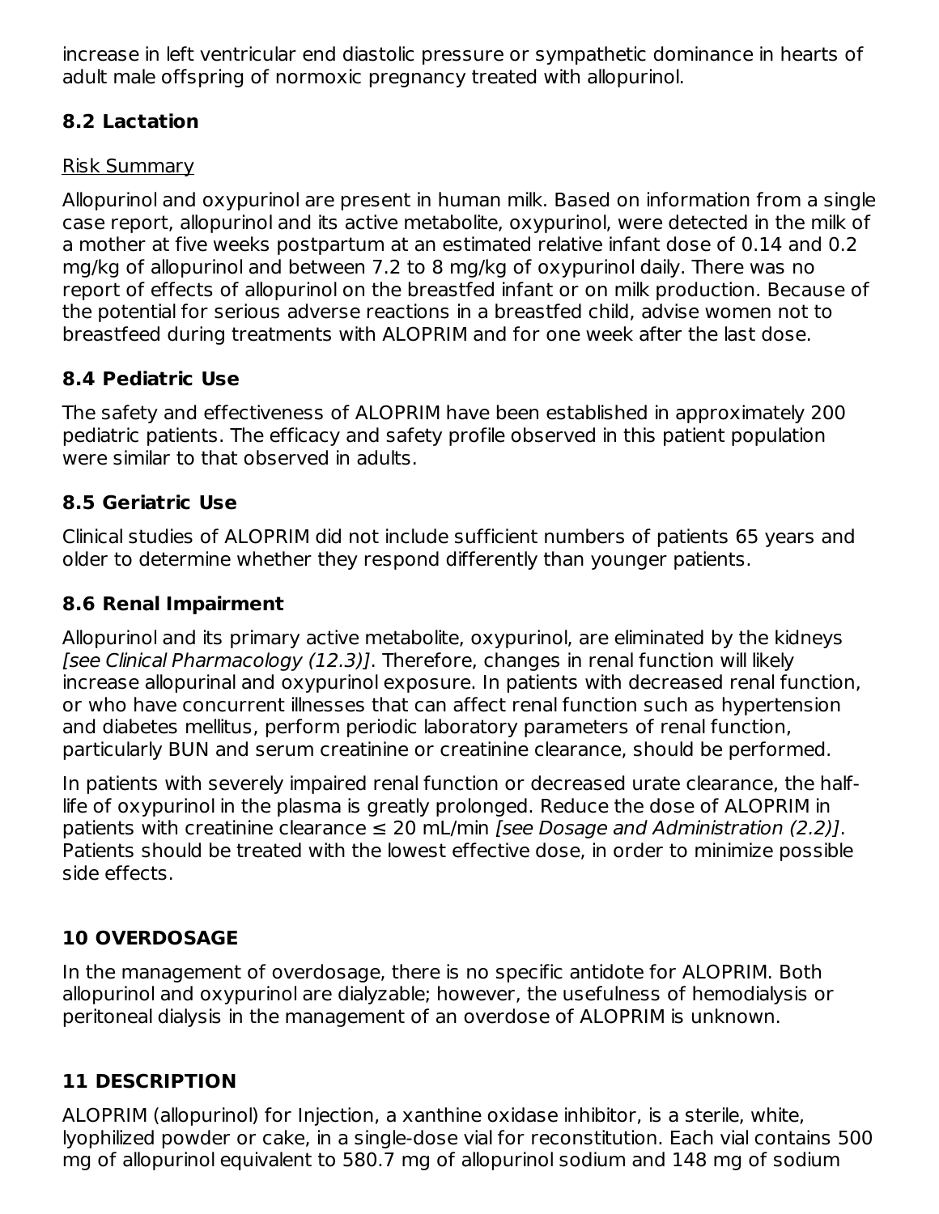increase in left ventricular end diastolic pressure or sympathetic dominance in hearts of adult male offspring of normoxic pregnancy treated with allopurinol.

## 8.2 Lactation

Risk Summary

Allopurinol and oxypurinol are present in human milk. Based on information from a single case report, allopurinol and its active metabolite, oxypurinol, were detected in the milk of a mother at five weeks postpartum at an estimated relative infant dose of 0.14 and 0.2 mg/kg of allopurinol and between 7.2 to 8 mg/kg of oxypurinol daily. There was no report of effects of allopurinol on the breastfed infant or on milk production. Because of the potential for serious adverse reactions in a breastfed child, advise women not to breastfeed during treatments with ALOPRIM and for one week after the last dose.

## 8.4 Pediatric Use

The safety and effectiveness of ALOPRIM have been established in approximately 200 pediatric patients. The efficacy and safety profile observed in this patient population were similar to that observed in adults.

## 8.5 Geriatric Use

Clinical studies of ALOPRIM did not include sufficient numbers of patients 65 years and older to determine whether they respond differently than younger patients.

## 8.6 Renal Impairment

Allopurinol and its primary active metabolite, oxypurinol, are eliminated by the kidneys *[see Clinical Pharmacology (12.3)]*. Therefore, changes in renal function will likely increase allopurinal and oxypurinol exposure. In patients with decreased renal function, or who have concurrent illnesses that can affect renal function such as hypertension and diabetes mellitus, perform periodic laboratory parameters of renal function, particularly BUN and serum creatinine or creatinine clearance, should be performed.

In patients with severely impaired renal function or decreased urate clearance, the half-life of oxypurinol in the plasma is greatly prolonged. Reduce the dose of ALOPRIM in patients with creatinine clearance ≤ 20 mL/min *[see Dosage and Administration (2.2)]*. Patients should be treated with the lowest effective dose, in order to minimize possible side effects.

# 10 OVERDOSAGE

In the management of overdosage, there is no specific antidote for ALOPRIM. Both allopurinol and oxypurinol are dialyzable; however, the usefulness of hemodialysis or peritoneal dialysis in the management of an overdose of ALOPRIM is unknown.

# 11 DESCRIPTION

ALOPRIM (allopurinol) for Injection, a xanthine oxidase inhibitor, is a sterile, white, lyophilized powder or cake, in a single-dose vial for reconstitution. Each vial contains 500 mg of allopurinol equivalent to 580.7 mg of allopurinol sodium and 148 mg of sodium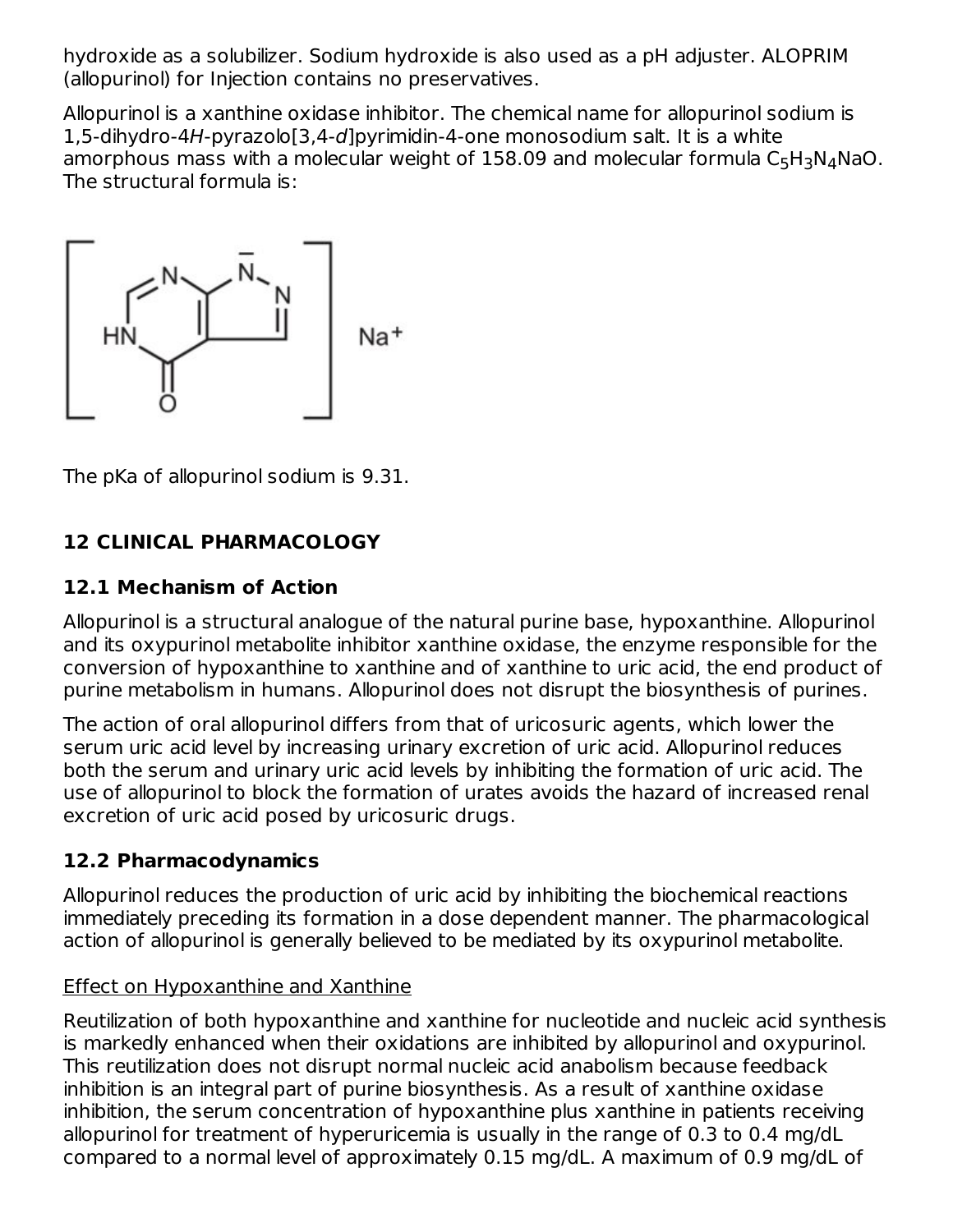hydroxide as a solubilizer. Sodium hydroxide is also used as a pH adjuster. ALOPRIM (allopurinol) for Injection contains no preservatives.

Allopurinol is a xanthine oxidase inhibitor. The chemical name for allopurinol sodium is 1,5-dihydro-4*H*-pyrazolo[3,4-*d*]pyrimidin-4-one monosodium salt. It is a white amorphous mass with a molecular weight of 158.09 and molecular formula $C_5H_3N_4NaO$. The structural formula is:

The pKa of allopurinol sodium is 9.31.

## 12 CLINICAL PHARMACOLOGY

### 12.1 Mechanism of Action

Allopurinol is a structural analogue of the natural purine base, hypoxanthine. Allopurinol and its oxypurinol metabolite inhibitor xanthine oxidase, the enzyme responsible for the conversion of hypoxanthine to xanthine and of xanthine to uric acid, the end product of purine metabolism in humans. Allopurinol does not disrupt the biosynthesis of purines.

The action of oral allopurinol differs from that of uricosuric agents, which lower the serum uric acid level by increasing urinary excretion of uric acid. Allopurinol reduces both the serum and urinary uric acid levels by inhibiting the formation of uric acid. The use of allopurinol to block the formation of urates avoids the hazard of increased renal excretion of uric acid posed by uricosuric drugs.

### 12.2 Pharmacodynamics

Allopurinol reduces the production of uric acid by inhibiting the biochemical reactions immediately preceding its formation in a dose dependent manner. The pharmacological action of allopurinol is generally believed to be mediated by its oxypurinol metabolite.

Effect on Hypoxanthine and Xanthine

Reutilization of both hypoxanthine and xanthine for nucleotide and nucleic acid synthesis is markedly enhanced when their oxidations are inhibited by allopurinol and oxypurinol. This reutilization does not disrupt normal nucleic acid anabolism because feedback inhibition is an integral part of purine biosynthesis. As a result of xanthine oxidase inhibition, the serum concentration of hypoxanthine plus xanthine in patients receiving allopurinol for treatment of hyperuricemia is usually in the range of 0.3 to 0.4 mg/dL compared to a normal level of approximately 0.15 mg/dL. A maximum of 0.9 mg/dL of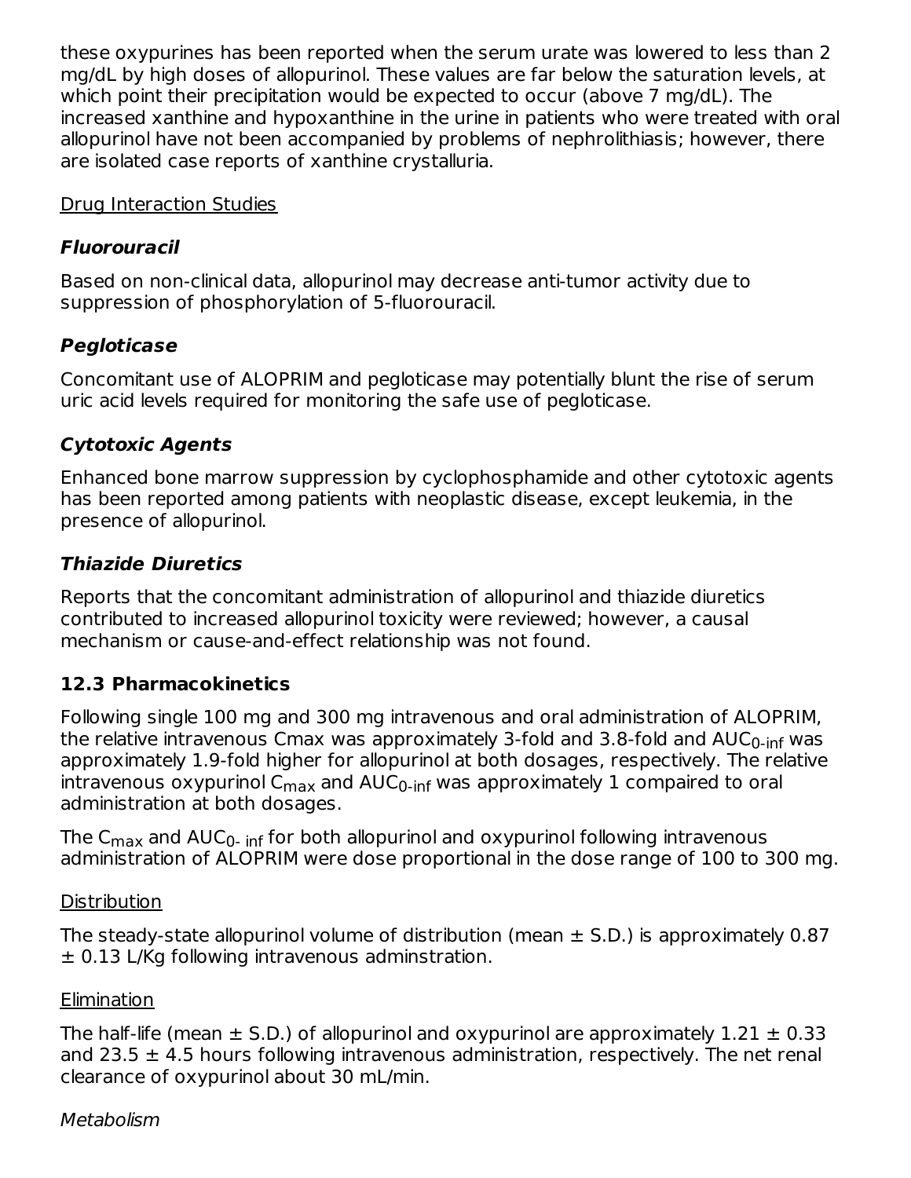these oxypurines has been reported when the serum urate was lowered to less than 2 mg/dL by high doses of allopurinol. These values are far below the saturation levels, at which point their precipitation would be expected to occur (above 7 mg/dL). The increased xanthine and hypoxanthine in the urine in patients who were treated with oral allopurinol have not been accompanied by problems of nephrolithiasis; however, there are isolated case reports of xanthine crystalluria.

Drug Interaction Studies

### *Fluorouracil*

Based on non-clinical data, allopurinol may decrease anti-tumor activity due to suppression of phosphorylation of 5-fluorouracil.

### *Pegloticase*

Concomitant use of ALOPRIM and pegloticase may potentially blunt the rise of serum uric acid levels required for monitoring the safe use of pegloticase.

### *Cytotoxic Agents*

Enhanced bone marrow suppression by cyclophosphamide and other cytotoxic agents has been reported among patients with neoplastic disease, except leukemia, in the presence of allopurinol.

### *Thiazide Diuretics*

Reports that the concomitant administration of allopurinol and thiazide diuretics contributed to increased allopurinol toxicity were reviewed; however, a causal mechanism or cause-and-effect relationship was not found.

## 12.3 Pharmacokinetics

Following single 100 mg and 300 mg intravenous and oral administration of ALOPRIM, the relative intravenous Cmax was approximately 3-fold and 3.8-fold and $AUC_{0\text{-}inf}$ was approximately 1.9-fold higher for allopurinol at both dosages, respectively. The relative intravenous oxypurinol $C_{max}$ and $AUC_{0\text{-}inf}$ was approximately 1 compaired to oral administration at both dosages.

The $C_{max}$ and $AUC_{0\text{-}inf}$ for both allopurinol and oxypurinol following intravenous administration of ALOPRIM were dose proportional in the dose range of 100 to 300 mg.

Distribution

The steady-state allopurinol volume of distribution (mean ± S.D.) is approximately 0.87 ± 0.13 L/Kg following intravenous adminstration.

Elimination

The half-life (mean ± S.D.) of allopurinol and oxypurinol are approximately 1.21 ± 0.33 and 23.5 ± 4.5 hours following intravenous administration, respectively. The net renal clearance of oxypurinol about 30 mL/min.

*Metabolism*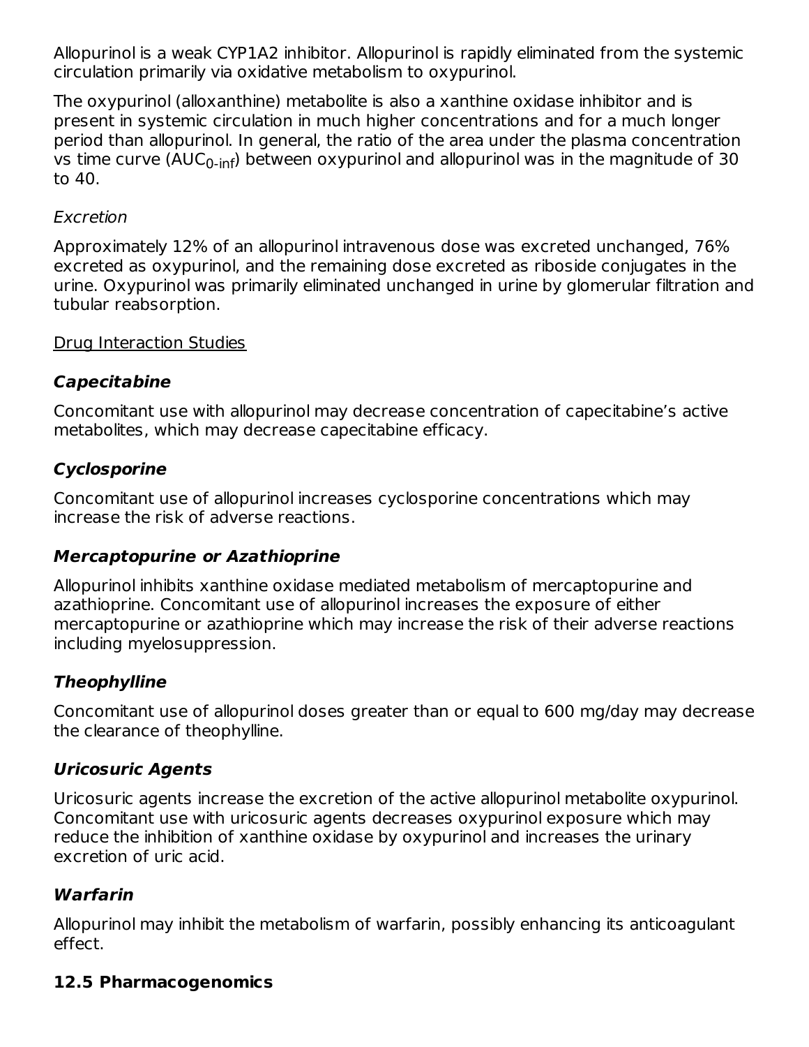Allopurinol is a weak CYP1A2 inhibitor. Allopurinol is rapidly eliminated from the systemic circulation primarily via oxidative metabolism to oxypurinol.

The oxypurinol (alloxanthine) metabolite is also a xanthine oxidase inhibitor and is present in systemic circulation in much higher concentrations and for a much longer period than allopurinol. In general, the ratio of the area under the plasma concentration vs time curve ($AUC_{0\text{-}inf}$) between oxypurinol and allopurinol was in the magnitude of 30 to 40.

*Excretion*

Approximately 12% of an allopurinol intravenous dose was excreted unchanged, 76% excreted as oxypurinol, and the remaining dose excreted as riboside conjugates in the urine. Oxypurinol was primarily eliminated unchanged in urine by glomerular filtration and tubular reabsorption.

Drug Interaction Studies

***Capecitabine***

Concomitant use with allopurinol may decrease concentration of capecitabine's active metabolites, which may decrease capecitabine efficacy.

***Cyclosporine***

Concomitant use of allopurinol increases cyclosporine concentrations which may increase the risk of adverse reactions.

***Mercaptopurine or Azathioprine***

Allopurinol inhibits xanthine oxidase mediated metabolism of mercaptopurine and azathioprine. Concomitant use of allopurinol increases the exposure of either mercaptopurine or azathioprine which may increase the risk of their adverse reactions including myelosuppression.

***Theophylline***

Concomitant use of allopurinol doses greater than or equal to 600 mg/day may decrease the clearance of theophylline.

***Uricosuric Agents***

Uricosuric agents increase the excretion of the active allopurinol metabolite oxypurinol. Concomitant use with uricosuric agents decreases oxypurinol exposure which may reduce the inhibition of xanthine oxidase by oxypurinol and increases the urinary excretion of uric acid.

***Warfarin***

Allopurinol may inhibit the metabolism of warfarin, possibly enhancing its anticoagulant effect.

### 12.5 Pharmacogenomics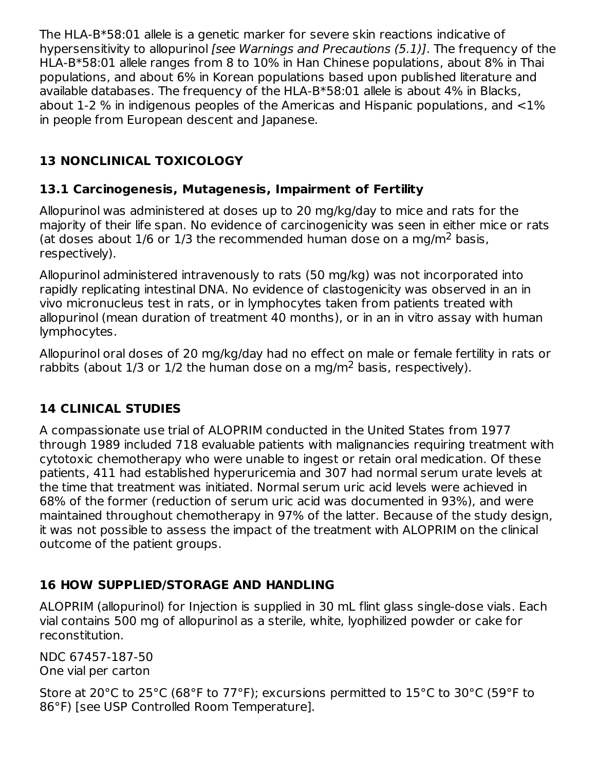The HLA-B*58:01 allele is a genetic marker for severe skin reactions indicative of hypersensitivity to allopurinol *[see Warnings and Precautions (5.1)]*. The frequency of the HLA-B*58:01 allele ranges from 8 to 10% in Han Chinese populations, about 8% in Thai populations, and about 6% in Korean populations based upon published literature and available databases. The frequency of the HLA-B*58:01 allele is about 4% in Blacks, about 1-2 % in indigenous peoples of the Americas and Hispanic populations, and <1% in people from European descent and Japanese.

## 13 NONCLINICAL TOXICOLOGY

### 13.1 Carcinogenesis, Mutagenesis, Impairment of Fertility

Allopurinol was administered at doses up to 20 mg/kg/day to mice and rats for the majority of their life span. No evidence of carcinogenicity was seen in either mice or rats (at doses about 1/6 or 1/3 the recommended human dose on a mg/m$^2$ basis, respectively).

Allopurinol administered intravenously to rats (50 mg/kg) was not incorporated into rapidly replicating intestinal DNA. No evidence of clastogenicity was observed in an in vivo micronucleus test in rats, or in lymphocytes taken from patients treated with allopurinol (mean duration of treatment 40 months), or in an in vitro assay with human lymphocytes.

Allopurinol oral doses of 20 mg/kg/day had no effect on male or female fertility in rats or rabbits (about 1/3 or 1/2 the human dose on a mg/m$^2$ basis, respectively).

## 14 CLINICAL STUDIES

A compassionate use trial of ALOPRIM conducted in the United States from 1977 through 1989 included 718 evaluable patients with malignancies requiring treatment with cytotoxic chemotherapy who were unable to ingest or retain oral medication. Of these patients, 411 had established hyperuricemia and 307 had normal serum urate levels at the time that treatment was initiated. Normal serum uric acid levels were achieved in 68% of the former (reduction of serum uric acid was documented in 93%), and were maintained throughout chemotherapy in 97% of the latter. Because of the study design, it was not possible to assess the impact of the treatment with ALOPRIM on the clinical outcome of the patient groups.

## 16 HOW SUPPLIED/STORAGE AND HANDLING

ALOPRIM (allopurinol) for Injection is supplied in 30 mL flint glass single-dose vials. Each vial contains 500 mg of allopurinol as a sterile, white, lyophilized powder or cake for reconstitution.

NDC 67457-187-50
One vial per carton

Store at 20°C to 25°C (68°F to 77°F); excursions permitted to 15°C to 30°C (59°F to 86°F) [see USP Controlled Room Temperature].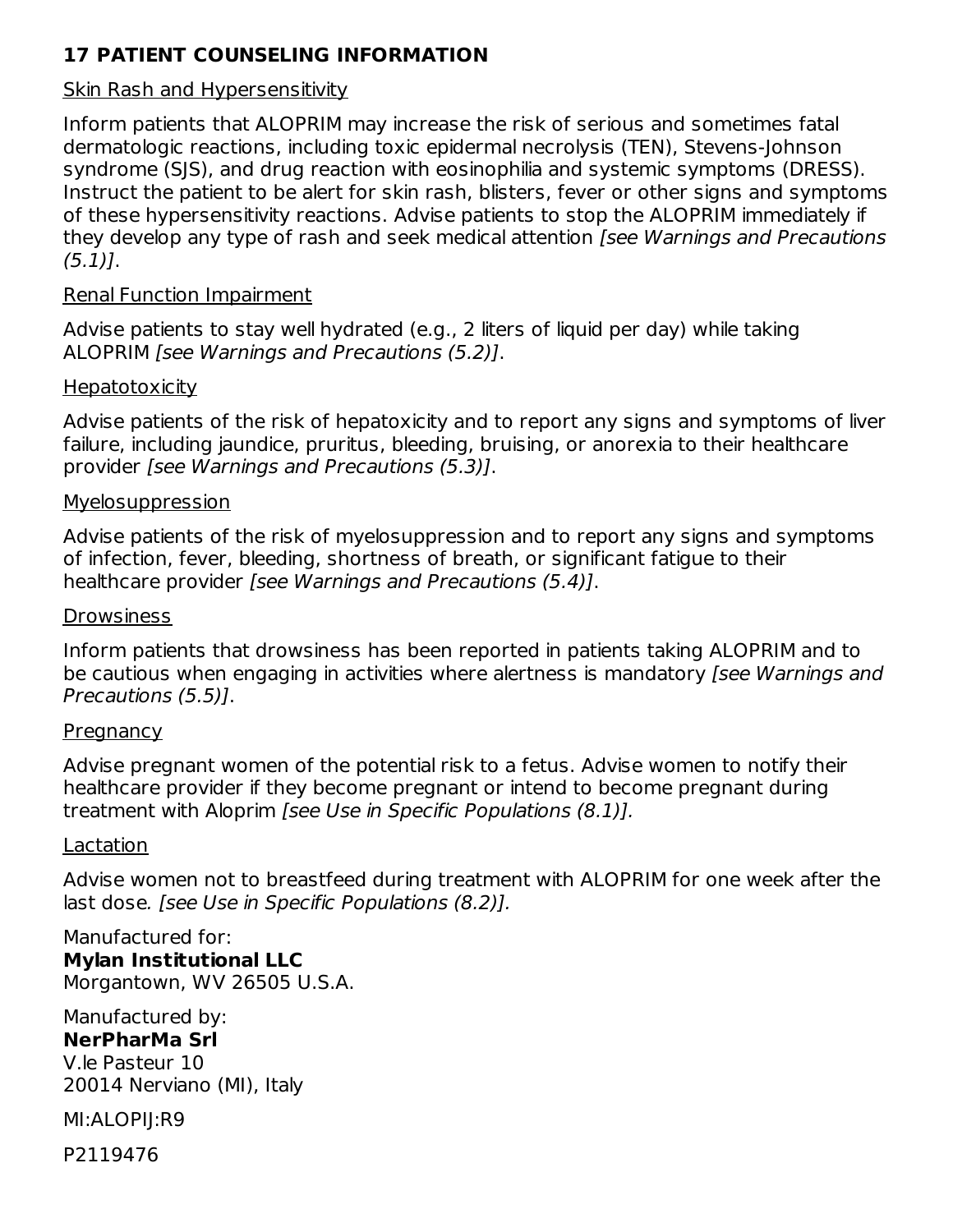## 17 PATIENT COUNSELING INFORMATION

Skin Rash and Hypersensitivity

Inform patients that ALOPRIM may increase the risk of serious and sometimes fatal dermatologic reactions, including toxic epidermal necrolysis (TEN), Stevens-Johnson syndrome (SJS), and drug reaction with eosinophilia and systemic symptoms (DRESS). Instruct the patient to be alert for skin rash, blisters, fever or other signs and symptoms of these hypersensitivity reactions. Advise patients to stop the ALOPRIM immediately if they develop any type of rash and seek medical attention *[see Warnings and Precautions (5.1)]*.

Renal Function Impairment

Advise patients to stay well hydrated (e.g., 2 liters of liquid per day) while taking ALOPRIM *[see Warnings and Precautions (5.2)]*.

Hepatotoxicity

Advise patients of the risk of hepatoxicity and to report any signs and symptoms of liver failure, including jaundice, pruritus, bleeding, bruising, or anorexia to their healthcare provider *[see Warnings and Precautions (5.3)]*.

Myelosuppression

Advise patients of the risk of myelosuppression and to report any signs and symptoms of infection, fever, bleeding, shortness of breath, or significant fatigue to their healthcare provider *[see Warnings and Precautions (5.4)]*.

Drowsiness

Inform patients that drowsiness has been reported in patients taking ALOPRIM and to be cautious when engaging in activities where alertness is mandatory *[see Warnings and Precautions (5.5)]*.

Pregnancy

Advise pregnant women of the potential risk to a fetus. Advise women to notify their healthcare provider if they become pregnant or intend to become pregnant during treatment with Aloprim *[see Use in Specific Populations (8.1)].*

Lactation

Advise women not to breastfeed during treatment with ALOPRIM for one week after the last dose. *[see Use in Specific Populations (8.2)].*

Manufactured for:
**Mylan Institutional LLC**
Morgantown, WV 26505 U.S.A.

Manufactured by:
**NerPharMa Srl**
V.le Pasteur 10
20014 Nerviano (MI), Italy

MI:ALOPIJ:R9

P2119476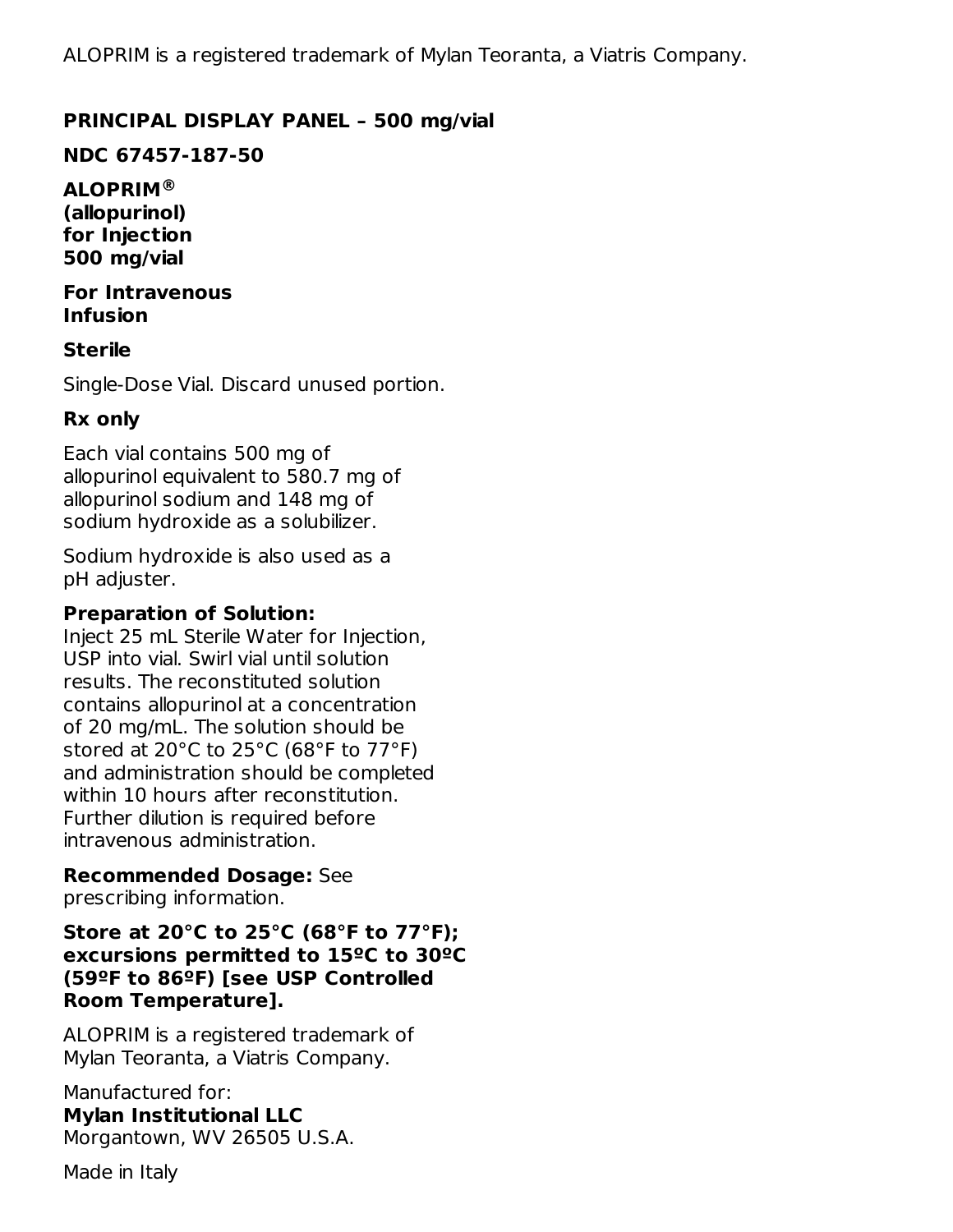ALOPRIM is a registered trademark of Mylan Teoranta, a Viatris Company.

**PRINCIPAL DISPLAY PANEL – 500 mg/vial**

**NDC 67457-187-50**

**ALOPRIM®**
**(allopurinol)**
**for Injection**
**500 mg/vial**

**For Intravenous Infusion**

**Sterile**

Single-Dose Vial. Discard unused portion.

**Rx only**

Each vial contains 500 mg of allopurinol equivalent to 580.7 mg of allopurinol sodium and 148 mg of sodium hydroxide as a solubilizer.

Sodium hydroxide is also used as a pH adjuster.

**Preparation of Solution:**
Inject 25 mL Sterile Water for Injection, USP into vial. Swirl vial until solution results. The reconstituted solution contains allopurinol at a concentration of 20 mg/mL. The solution should be stored at 20°C to 25°C (68°F to 77°F) and administration should be completed within 10 hours after reconstitution. Further dilution is required before intravenous administration.

**Recommended Dosage:** See prescribing information.

**Store at 20°C to 25°C (68°F to 77°F); excursions permitted to 15ºC to 30ºC (59ºF to 86ºF) [see USP Controlled Room Temperature].**

ALOPRIM is a registered trademark of Mylan Teoranta, a Viatris Company.

Manufactured for:
**Mylan Institutional LLC**
Morgantown, WV 26505 U.S.A.

Made in Italy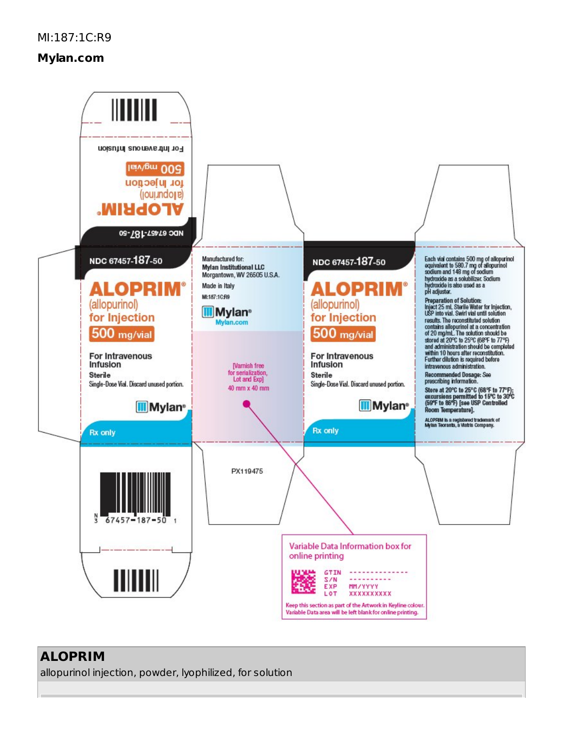MI:187:1C:R9

**Mylan.com**

For Intravenous Infusion

500 mg/vial

ALOPRIM®

(allopurinol)

for Injection

NDC 67457-187-50

NDC 67457-187-50

**ALOPRIM®**

(allopurinol)

for Injection

500 mg/vial

For Intravenous Infusion

Sterile

Single-Dose Vial. Discard unused portion.

Mylan®

Rx only

Manufactured for:

Mylan Institutional LLC

Morgantown, WV 26505 U.S.A.

Made in Italy

MI:187:1C:R9

Mylan®

Mylan.com

[Varnish free for serialization, Lot and Exp] 40 mm x 40 mm

NDC 67457-187-50

**ALOPRIM®**

(allopurinol)

for Injection

500 mg/vial

For Intravenous Infusion

Sterile

Single-Dose Vial. Discard unused portion.

Mylan®

Rx only

Each vial contains 500 mg of allopurinol equivalent to 580.7 mg of allopurinol sodium and 148 mg of sodium hydroxide as a solubilizer. Sodium hydroxide is also used as a pH adjuster.

**Preparation of Solution:** Inject 25 mL Sterile Water for Injection, USP into vial. Swirl vial until solution results. The reconstituted solution contains allopurinol at a concentration of 20 mg/mL. The solution should be stored at 20°C to 25°C (68°F to 77°F) and administration should be completed within 10 hours after reconstitution. Further dilution is required before intravenous administration.

**Recommended Dosage:** See prescribing information.

**Store at 20°C to 25°C (68°F to 77°F); excursions permitted to 15°C to 30°C (59°F to 86°F) [see USP Controlled Room Temperature].**

ALOPRIM is a registered trademark of Mylan Teoranta, a Viatris Company.

N 3 67457-187-50 1

PX119475

Variable Data Information box for online printing

GTIN --------------
S/N ----------
EXP MM/YYYY
LOT XXXXXXXXXX

Keep this section as part of the Artwork in Keyline colour. Variable Data area will be left blank for online printing.

## ALOPRIM

allopurinol injection, powder, lyophilized, for solution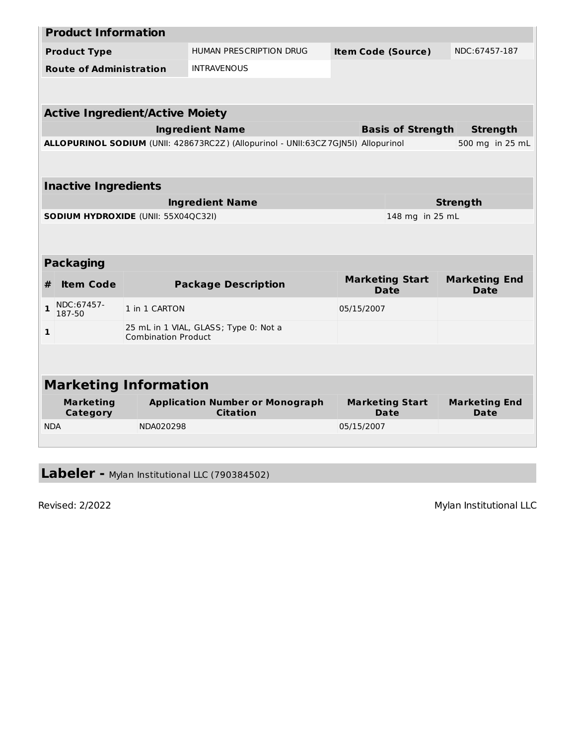| Product Information | | | |
|---|---|---|---|
| **Product Type** | HUMAN PRESCRIPTION DRUG | **Item Code (Source)** | NDC:67457-187 |
| **Route of Administration** | INTRAVENOUS | | |

| Active Ingredient/Active Moiety | | |
|---|---|---|
| **Ingredient Name** | **Basis of Strength** | **Strength** |
| **ALLOPURINOL SODIUM** (UNII: 428673RC2Z) (Allopurinol - UNII:63CZ7GJN5I) | Allopurinol | 500 mg in 25 mL |

| Inactive Ingredients | |
|---|---|
| **Ingredient Name** | **Strength** |
| **SODIUM HYDROXIDE** (UNII: 55X04QC32I) | 148 mg in 25 mL |

| Packaging | | | | |
|---|---|---|---|---|
| **#** | **Item Code** | **Package Description** | **Marketing Start Date** | **Marketing End Date** |
| 1 | NDC:67457-187-50 | 1 in 1 CARTON | 05/15/2007 | |
| 1 | | 25 mL in 1 VIAL, GLASS; Type 0: Not a Combination Product | | |

| Marketing Information | | | |
|---|---|---|---|
| **Marketing Category** | **Application Number or Monograph Citation** | **Marketing Start Date** | **Marketing End Date** |
| NDA | NDA020298 | 05/15/2007 | |

**Labeler -** Mylan Institutional LLC (790384502)

Revised: 2/2022

Mylan Institutional LLC